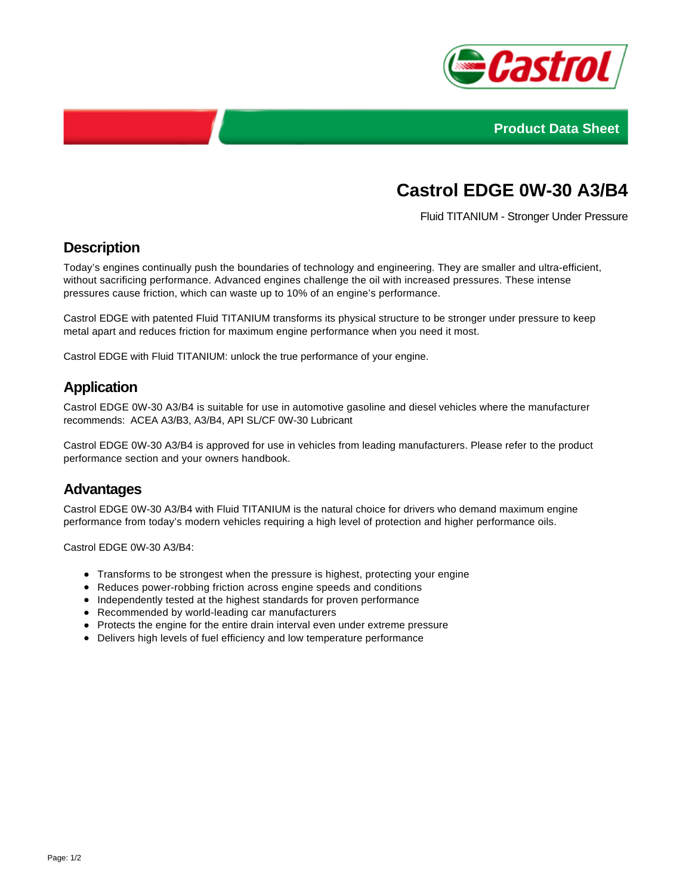Product Data Sheet

# Castrol EDGE 0W-30 A3/B4

Fluid TITANIUM - Stronger Under Pressure

## Description

Today's engines continually push the boundaries of technology and engineering. They are smaller and ultra-efficient, without sacrificing performance. Advanced engines challenge the oil with increased pressures. These intense pressures cause friction, which can waste up to 10% of an engine's performance.

Castrol EDGE with patented Fluid TITANIUM transforms its physical structure to be stronger under pressure to keep metal apart and reduces friction for maximum engine performance when you need it most.

Castrol EDGE with Fluid TITANIUM: unlock the true performance of your engine.

## Application

Castrol EDGE 0W-30 A3/B4 is suitable for use in automotive gasoline and diesel vehicles where the manufacturer recommends: ACEA A3/B3, A3/B4, API SL/CF 0W-30 Lubricant

Castrol EDGE 0W-30 A3/B4 is approved for use in vehicles from leading manufacturers. Please refer to the product performance section and your owners handbook.

## Advantages

Castrol EDGE 0W-30 A3/B4 with Fluid TITANIUM is the natural choice for drivers who demand maximum engine performance from today's modern vehicles requiring a high level of protection and higher performance oils.

Castrol EDGE 0W-30 A3/B4:

- Transforms to be strongest when the pressure is highest, protecting your engine
- Reduces power-robbing friction across engine speeds and conditions
- Independently tested at the highest standards for proven performance
- Recommended by world-leading car manufacturers
- Protects the engine for the entire drain interval even under extreme pressure
- Delivers high levels of fuel efficiency and low temperature performance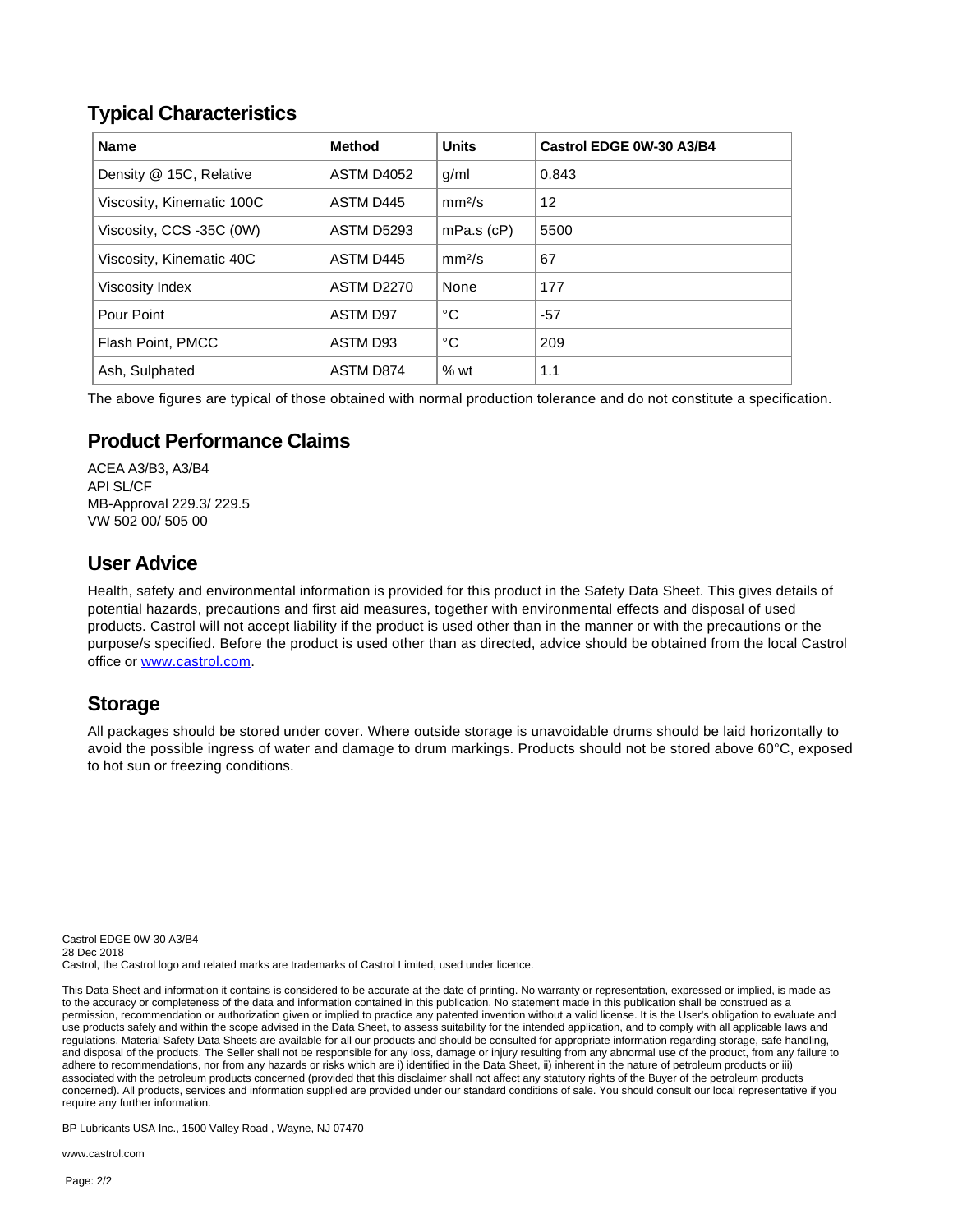## Typical Characteristics

| Name | Method | Units | Castrol EDGE 0W-30 A3/B4 |
| --- | --- | --- | --- |
| Density @ 15C, Relative | ASTM D4052 | g/ml | 0.843 |
| Viscosity, Kinematic 100C | ASTM D445 | $mm^2/s$ | 12 |
| Viscosity, CCS -35C (0W) | ASTM D5293 | mPa.s (cP) | 5500 |
| Viscosity, Kinematic 40C | ASTM D445 | $mm^2/s$ | 67 |
| Viscosity Index | ASTM D2270 | None | 177 |
| Pour Point | ASTM D97 | °C | -57 |
| Flash Point, PMCC | ASTM D93 | °C | 209 |
| Ash, Sulphated | ASTM D874 | % wt | 1.1 |

The above figures are typical of those obtained with normal production tolerance and do not constitute a specification.

## Product Performance Claims

ACEA A3/B3, A3/B4
API SL/CF
MB-Approval 229.3/ 229.5
VW 502 00/ 505 00

## User Advice

Health, safety and environmental information is provided for this product in the Safety Data Sheet. This gives details of potential hazards, precautions and first aid measures, together with environmental effects and disposal of used products. Castrol will not accept liability if the product is used other than in the manner or with the precautions or the purpose/s specified. Before the product is used other than as directed, advice should be obtained from the local Castrol office or www.castrol.com.

## Storage

All packages should be stored under cover. Where outside storage is unavoidable drums should be laid horizontally to avoid the possible ingress of water and damage to drum markings. Products should not be stored above 60°C, exposed to hot sun or freezing conditions.

Castrol EDGE 0W-30 A3/B4
28 Dec 2018
Castrol, the Castrol logo and related marks are trademarks of Castrol Limited, used under licence.

This Data Sheet and information it contains is considered to be accurate at the date of printing. No warranty or representation, expressed or implied, is made as to the accuracy or completeness of the data and information contained in this publication. No statement made in this publication shall be construed as a permission, recommendation or authorization given or implied to practice any patented invention without a valid license. It is the User's obligation to evaluate and use products safely and within the scope advised in the Data Sheet, to assess suitability for the intended application, and to comply with all applicable laws and regulations. Material Safety Data Sheets are available for all our products and should be consulted for appropriate information regarding storage, safe handling, and disposal of the products. The Seller shall not be responsible for any loss, damage or injury resulting from any abnormal use of the product, from any failure to adhere to recommendations, nor from any hazards or risks which are i) identified in the Data Sheet, ii) inherent in the nature of petroleum products or iii) associated with the petroleum products concerned (provided that this disclaimer shall not affect any statutory rights of the Buyer of the petroleum products concerned). All products, services and information supplied are provided under our standard conditions of sale. You should consult our local representative if you require any further information.

BP Lubricants USA Inc., 1500 Valley Road , Wayne, NJ 07470

www.castrol.com